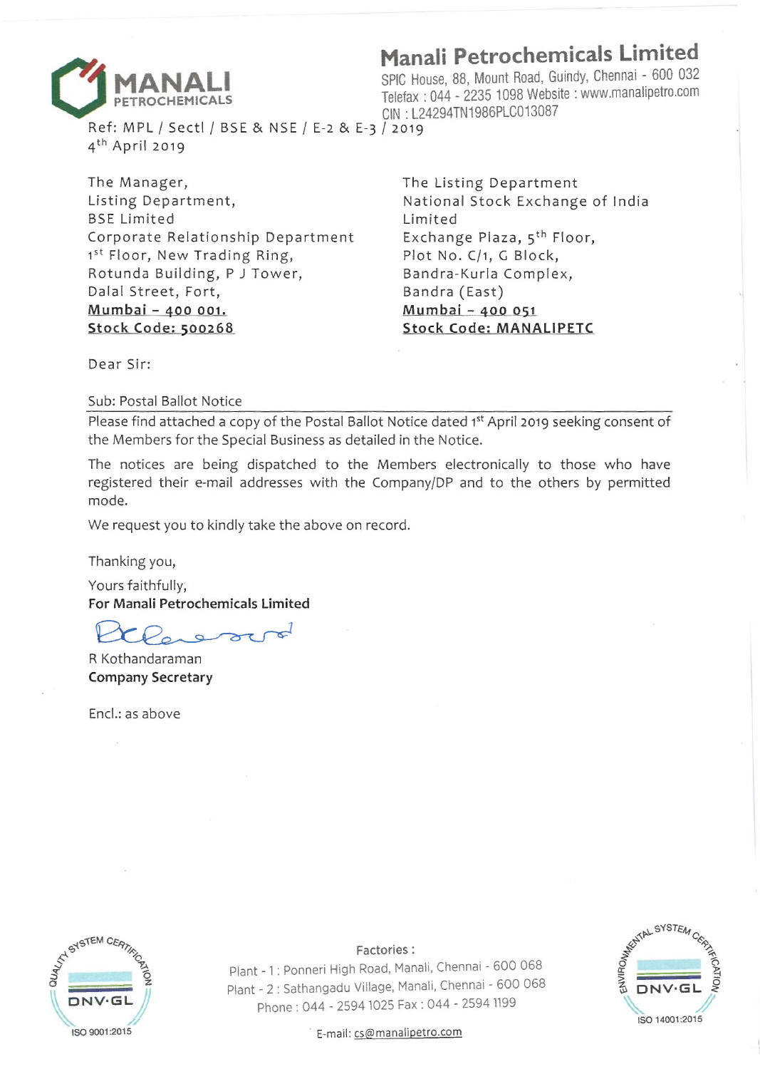# Manali Petrochemicals Limited

SPIC House, 88, Mount Road, Guindy, Chennai - 600 032
Telefax : 044 - 2235 1098 Website : www.manalipetro.com
CIN : L24294TN1986PLC013087

Ref: MPL / Sectl / BSE & NSE / E-2 & E-3 / 2019
4th April 2019

The Manager,
Listing Department,
BSE Limited
Corporate Relationship Department
1st Floor, New Trading Ring,
Rotunda Building, P J Tower,
Dalal Street, Fort,
**Mumbai – 400 001.**
**Stock Code: 500268**

The Listing Department
National Stock Exchange of India Limited
Exchange Plaza, 5th Floor,
Plot No. C/1, G Block,
Bandra-Kurla Complex,
Bandra (East)
**Mumbai – 400 051**
**Stock Code: MANALIPETC**

Dear Sir:

Sub: Postal Ballot Notice

Please find attached a copy of the Postal Ballot Notice dated 1st April 2019 seeking consent of the Members for the Special Business as detailed in the Notice.

The notices are being dispatched to the Members electronically to those who have registered their e-mail addresses with the Company/DP and to the others by permitted mode.

We request you to kindly take the above on record.

Thanking you,

Yours faithfully,

**For Manali Petrochemicals Limited**

R Kothandaraman
**Company Secretary**

Encl.: as above

Factories :
Plant - 1 : Ponneri High Road, Manali, Chennai - 600 068
Plant - 2 : Sathangadu Village, Manali, Chennai - 600 068
Phone : 044 - 2594 1025 Fax : 044 - 2594 1199
E-mail: cs@manalipetro.com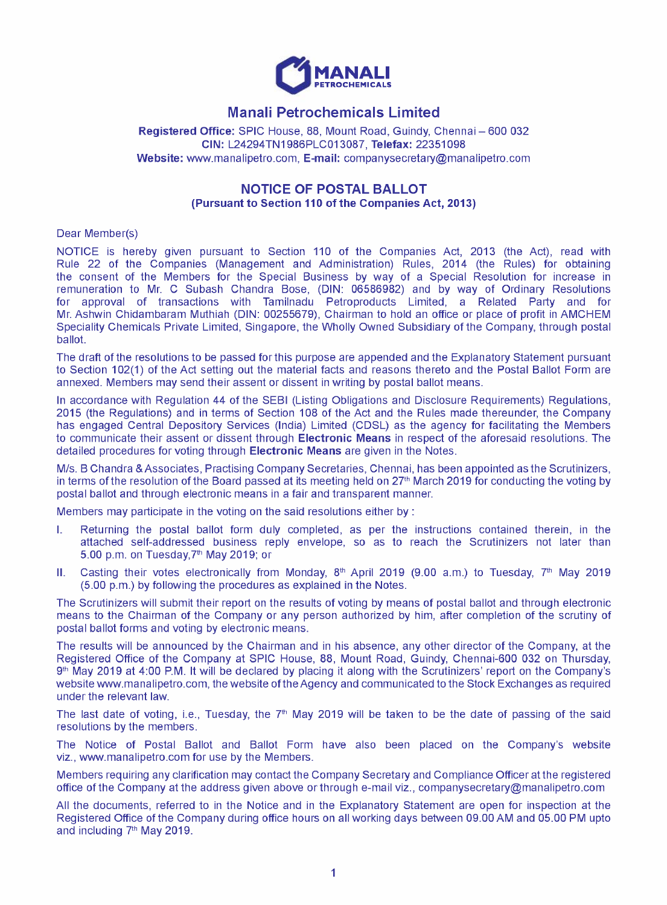# Manali Petrochemicals Limited

**Registered Office:** SPIC House, 88, Mount Road, Guindy, Chennai – 600 032
**CIN:** L24294TN1986PLC013087, **Telefax:** 22351098
**Website:** www.manalipetro.com, **E-mail:** companysecretary@manalipetro.com

## NOTICE OF POSTAL BALLOT

### (Pursuant to Section 110 of the Companies Act, 2013)

Dear Member(s)

NOTICE is hereby given pursuant to Section 110 of the Companies Act, 2013 (the Act), read with Rule 22 of the Companies (Management and Administration) Rules, 2014 (the Rules) for obtaining the consent of the Members for the Special Business by way of a Special Resolution for increase in remuneration to Mr. C Subash Chandra Bose, (DIN: 06586982) and by way of Ordinary Resolutions for approval of transactions with Tamilnadu Petroproducts Limited, a Related Party and for Mr. Ashwin Chidambaram Muthiah (DIN: 00255679), Chairman to hold an office or place of profit in AMCHEM Speciality Chemicals Private Limited, Singapore, the Wholly Owned Subsidiary of the Company, through postal ballot.

The draft of the resolutions to be passed for this purpose are appended and the Explanatory Statement pursuant to Section 102(1) of the Act setting out the material facts and reasons thereto and the Postal Ballot Form are annexed. Members may send their assent or dissent in writing by postal ballot means.

In accordance with Regulation 44 of the SEBI (Listing Obligations and Disclosure Requirements) Regulations, 2015 (the Regulations) and in terms of Section 108 of the Act and the Rules made thereunder, the Company has engaged Central Depository Services (India) Limited (CDSL) as the agency for facilitating the Members to communicate their assent or dissent through **Electronic Means** in respect of the aforesaid resolutions. The detailed procedures for voting through **Electronic Means** are given in the Notes.

M/s. B Chandra & Associates, Practising Company Secretaries, Chennai, has been appointed as the Scrutinizers, in terms of the resolution of the Board passed at its meeting held on 27th March 2019 for conducting the voting by postal ballot and through electronic means in a fair and transparent manner.

Members may participate in the voting on the said resolutions either by :

I. Returning the postal ballot form duly completed, as per the instructions contained therein, in the attached self-addressed business reply envelope, so as to reach the Scrutinizers not later than 5.00 p.m. on Tuesday, 7th May 2019; or

II. Casting their votes electronically from Monday, 8th April 2019 (9.00 a.m.) to Tuesday, 7th May 2019 (5.00 p.m.) by following the procedures as explained in the Notes.

The Scrutinizers will submit their report on the results of voting by means of postal ballot and through electronic means to the Chairman of the Company or any person authorized by him, after completion of the scrutiny of postal ballot forms and voting by electronic means.

The results will be announced by the Chairman and in his absence, any other director of the Company, at the Registered Office of the Company at SPIC House, 88, Mount Road, Guindy, Chennai-600 032 on Thursday, 9th May 2019 at 4:00 P.M. It will be declared by placing it along with the Scrutinizers' report on the Company's website www.manalipetro.com, the website of the Agency and communicated to the Stock Exchanges as required under the relevant law.

The last date of voting, i.e., Tuesday, the 7th May 2019 will be taken to be the date of passing of the said resolutions by the members.

The Notice of Postal Ballot and Ballot Form have also been placed on the Company's website viz., www.manalipetro.com for use by the Members.

Members requiring any clarification may contact the Company Secretary and Compliance Officer at the registered office of the Company at the address given above or through e-mail viz., companysecretary@manalipetro.com

All the documents, referred to in the Notice and in the Explanatory Statement are open for inspection at the Registered Office of the Company during office hours on all working days between 09.00 AM and 05.00 PM upto and including 7th May 2019.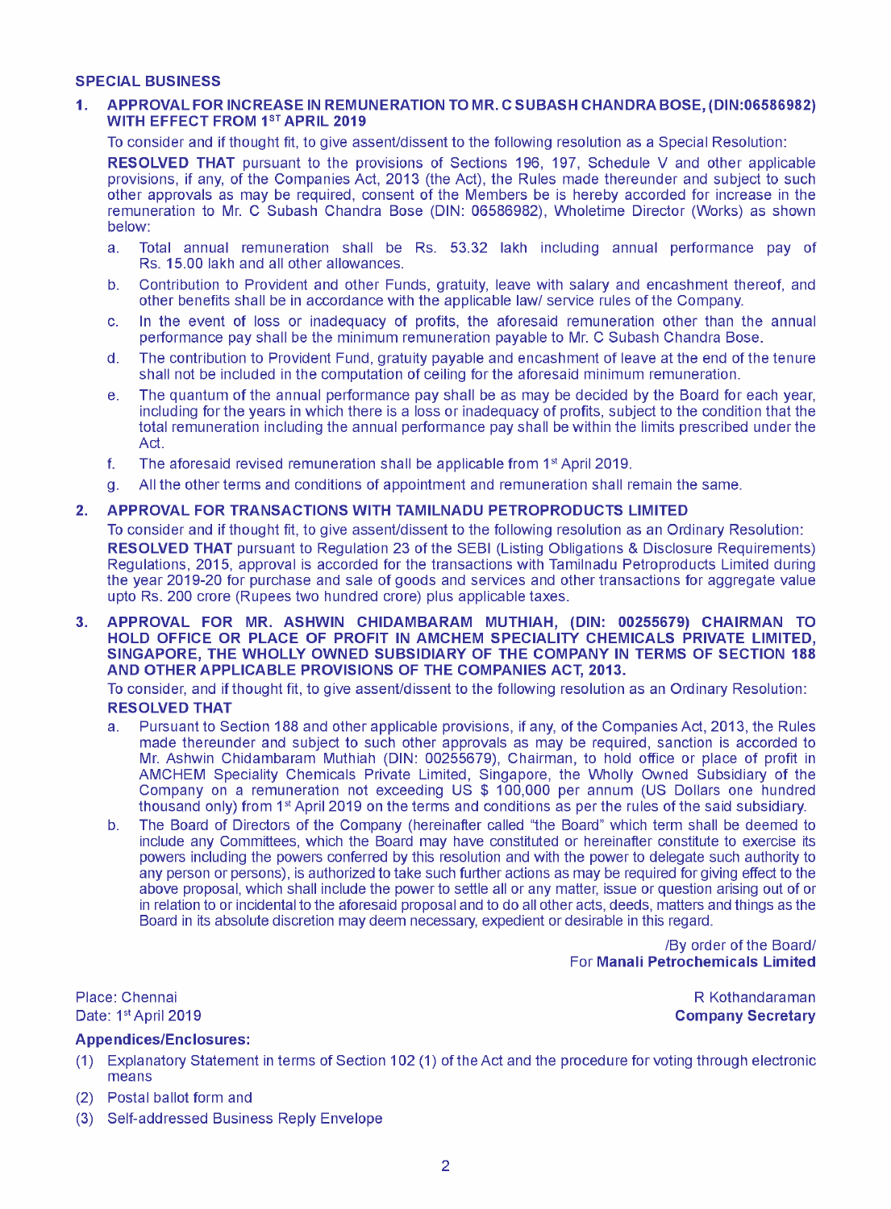## SPECIAL BUSINESS

### 1. APPROVAL FOR INCREASE IN REMUNERATION TO MR. C SUBASH CHANDRA BOSE, (DIN:06586982) WITH EFFECT FROM 1ST APRIL 2019

To consider and if thought fit, to give assent/dissent to the following resolution as a Special Resolution:

**RESOLVED THAT** pursuant to the provisions of Sections 196, 197, Schedule V and other applicable provisions, if any, of the Companies Act, 2013 (the Act), the Rules made thereunder and subject to such other approvals as may be required, consent of the Members be is hereby accorded for increase in the remuneration to Mr. C Subash Chandra Bose (DIN: 06586982), Wholetime Director (Works) as shown below:

a. Total annual remuneration shall be Rs. 53.32 lakh including annual performance pay of Rs. 15.00 lakh and all other allowances.

b. Contribution to Provident and other Funds, gratuity, leave with salary and encashment thereof, and other benefits shall be in accordance with the applicable law/ service rules of the Company.

c. In the event of loss or inadequacy of profits, the aforesaid remuneration other than the annual performance pay shall be the minimum remuneration payable to Mr. C Subash Chandra Bose.

d. The contribution to Provident Fund, gratuity payable and encashment of leave at the end of the tenure shall not be included in the computation of ceiling for the aforesaid minimum remuneration.

e. The quantum of the annual performance pay shall be as may be decided by the Board for each year, including for the years in which there is a loss or inadequacy of profits, subject to the condition that the total remuneration including the annual performance pay shall be within the limits prescribed under the Act.

f. The aforesaid revised remuneration shall be applicable from 1st April 2019.

g. All the other terms and conditions of appointment and remuneration shall remain the same.

### 2. APPROVAL FOR TRANSACTIONS WITH TAMILNADU PETROPRODUCTS LIMITED

To consider and if thought fit, to give assent/dissent to the following resolution as an Ordinary Resolution:

**RESOLVED THAT** pursuant to Regulation 23 of the SEBI (Listing Obligations & Disclosure Requirements) Regulations, 2015, approval is accorded for the transactions with Tamilnadu Petroproducts Limited during the year 2019-20 for purchase and sale of goods and services and other transactions for aggregate value upto Rs. 200 crore (Rupees two hundred crore) plus applicable taxes.

### 3. APPROVAL FOR MR. ASHWIN CHIDAMBARAM MUTHIAH, (DIN: 00255679) CHAIRMAN TO HOLD OFFICE OR PLACE OF PROFIT IN AMCHEM SPECIALITY CHEMICALS PRIVATE LIMITED, SINGAPORE, THE WHOLLY OWNED SUBSIDIARY OF THE COMPANY IN TERMS OF SECTION 188 AND OTHER APPLICABLE PROVISIONS OF THE COMPANIES ACT, 2013.

To consider, and if thought fit, to give assent/dissent to the following resolution as an Ordinary Resolution:

**RESOLVED THAT**

a. Pursuant to Section 188 and other applicable provisions, if any, of the Companies Act, 2013, the Rules made thereunder and subject to such other approvals as may be required, sanction is accorded to Mr. Ashwin Chidambaram Muthiah (DIN: 00255679), Chairman, to hold office or place of profit in AMCHEM Speciality Chemicals Private Limited, Singapore, the Wholly Owned Subsidiary of the Company on a remuneration not exceeding US $ 100,000 per annum (US Dollars one hundred thousand only) from 1st April 2019 on the terms and conditions as per the rules of the said subsidiary.

b. The Board of Directors of the Company (hereinafter called "the Board" which term shall be deemed to include any Committees, which the Board may have constituted or hereinafter constitute to exercise its powers including the powers conferred by this resolution and with the power to delegate such authority to any person or persons), is authorized to take such further actions as may be required for giving effect to the above proposal, which shall include the power to settle all or any matter, issue or question arising out of or in relation to or incidental to the aforesaid proposal and to do all other acts, deeds, matters and things as the Board in its absolute discretion may deem necessary, expedient or desirable in this regard.

/By order of the Board/
For **Manali Petrochemicals Limited**

Place: Chennai
Date: 1st April 2019

R Kothandaraman
**Company Secretary**

**Appendices/Enclosures:**

(1) Explanatory Statement in terms of Section 102 (1) of the Act and the procedure for voting through electronic means

(2) Postal ballot form and

(3) Self-addressed Business Reply Envelope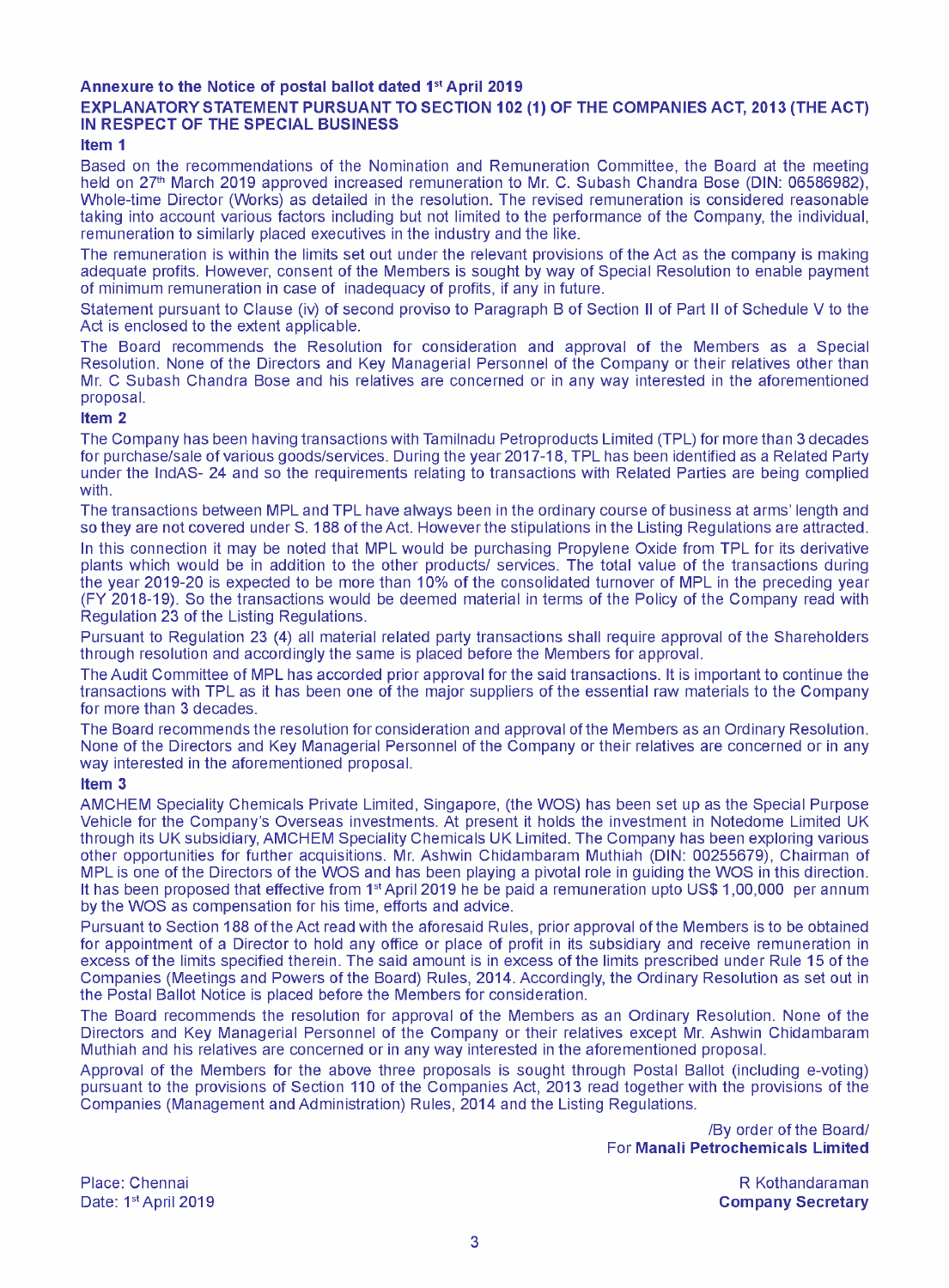**Annexure to the Notice of postal ballot dated 1st April 2019**

**EXPLANATORY STATEMENT PURSUANT TO SECTION 102 (1) OF THE COMPANIES ACT, 2013 (THE ACT) IN RESPECT OF THE SPECIAL BUSINESS**

**Item 1**

Based on the recommendations of the Nomination and Remuneration Committee, the Board at the meeting held on 27th March 2019 approved increased remuneration to Mr. C. Subash Chandra Bose (DIN: 06586982), Whole-time Director (Works) as detailed in the resolution. The revised remuneration is considered reasonable taking into account various factors including but not limited to the performance of the Company, the individual, remuneration to similarly placed executives in the industry and the like.

The remuneration is within the limits set out under the relevant provisions of the Act as the company is making adequate profits. However, consent of the Members is sought by way of Special Resolution to enable payment of minimum remuneration in case of inadequacy of profits, if any in future.

Statement pursuant to Clause (iv) of second proviso to Paragraph B of Section II of Part II of Schedule V to the Act is enclosed to the extent applicable.

The Board recommends the Resolution for consideration and approval of the Members as a Special Resolution. None of the Directors and Key Managerial Personnel of the Company or their relatives other than Mr. C Subash Chandra Bose and his relatives are concerned or in any way interested in the aforementioned proposal.

**Item 2**

The Company has been having transactions with Tamilnadu Petroproducts Limited (TPL) for more than 3 decades for purchase/sale of various goods/services. During the year 2017-18, TPL has been identified as a Related Party under the IndAS- 24 and so the requirements relating to transactions with Related Parties are being complied with.

The transactions between MPL and TPL have always been in the ordinary course of business at arms' length and so they are not covered under S. 188 of the Act. However the stipulations in the Listing Regulations are attracted.

In this connection it may be noted that MPL would be purchasing Propylene Oxide from TPL for its derivative plants which would be in addition to the other products/ services. The total value of the transactions during the year 2019-20 is expected to be more than 10% of the consolidated turnover of MPL in the preceding year (FY 2018-19). So the transactions would be deemed material in terms of the Policy of the Company read with Regulation 23 of the Listing Regulations.

Pursuant to Regulation 23 (4) all material related party transactions shall require approval of the Shareholders through resolution and accordingly the same is placed before the Members for approval.

The Audit Committee of MPL has accorded prior approval for the said transactions. It is important to continue the transactions with TPL as it has been one of the major suppliers of the essential raw materials to the Company for more than 3 decades.

The Board recommends the resolution for consideration and approval of the Members as an Ordinary Resolution. None of the Directors and Key Managerial Personnel of the Company or their relatives are concerned or in any way interested in the aforementioned proposal.

**Item 3**

AMCHEM Speciality Chemicals Private Limited, Singapore, (the WOS) has been set up as the Special Purpose Vehicle for the Company's Overseas investments. At present it holds the investment in Notedome Limited UK through its UK subsidiary, AMCHEM Speciality Chemicals UK Limited. The Company has been exploring various other opportunities for further acquisitions. Mr. Ashwin Chidambaram Muthiah (DIN: 00255679), Chairman of MPL is one of the Directors of the WOS and has been playing a pivotal role in guiding the WOS in this direction. It has been proposed that effective from 1st April 2019 he be paid a remuneration upto US$ 1,00,000 per annum by the WOS as compensation for his time, efforts and advice.

Pursuant to Section 188 of the Act read with the aforesaid Rules, prior approval of the Members is to be obtained for appointment of a Director to hold any office or place of profit in its subsidiary and receive remuneration in excess of the limits specified therein. The said amount is in excess of the limits prescribed under Rule 15 of the Companies (Meetings and Powers of the Board) Rules, 2014. Accordingly, the Ordinary Resolution as set out in the Postal Ballot Notice is placed before the Members for consideration.

The Board recommends the resolution for approval of the Members as an Ordinary Resolution. None of the Directors and Key Managerial Personnel of the Company or their relatives except Mr. Ashwin Chidambaram Muthiah and his relatives are concerned or in any way interested in the aforementioned proposal.

Approval of the Members for the above three proposals is sought through Postal Ballot (including e-voting) pursuant to the provisions of Section 110 of the Companies Act, 2013 read together with the provisions of the Companies (Management and Administration) Rules, 2014 and the Listing Regulations.

/By order of the Board/
For **Manali Petrochemicals Limited**

Place: Chennai
Date: 1st April 2019

R Kothandaraman
**Company Secretary**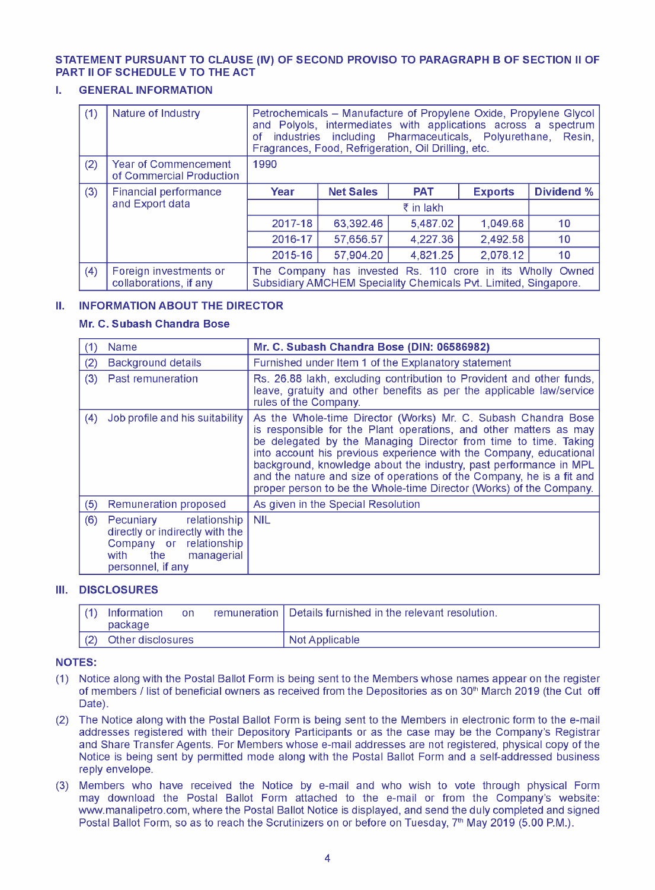## STATEMENT PURSUANT TO CLAUSE (IV) OF SECOND PROVISO TO PARAGRAPH B OF SECTION II OF PART II OF SCHEDULE V TO THE ACT

### I. GENERAL INFORMATION

| | | | | | | |
|---|---|---|---|---|---|---|
| (1) | Nature of Industry | Petrochemicals – Manufacture of Propylene Oxide, Propylene Glycol and Polyols, intermediates with applications across a spectrum of industries including Pharmaceuticals, Polyurethane, Resin, Fragrances, Food, Refrigeration, Oil Drilling, etc. | | | | |
| (2) | Year of Commencement of Commercial Production | 1990 | | | | |
| (3) | Financial performance and Export data | Year | Net Sales | PAT | Exports | Dividend % |
| | | | ₹ in lakh | | | |
| | | 2017-18 | 63,392.46 | 5,487.02 | 1,049.68 | 10 |
| | | 2016-17 | 57,656.57 | 4,227.36 | 2,492.58 | 10 |
| | | 2015-16 | 57,904.20 | 4,821.25 | 2,078.12 | 10 |
| (4) | Foreign investments or collaborations, if any | The Company has invested Rs. 110 crore in its Wholly Owned Subsidiary AMCHEM Speciality Chemicals Pvt. Limited, Singapore. | | | | |

### II. INFORMATION ABOUT THE DIRECTOR

**Mr. C. Subash Chandra Bose**

| | |
|---|---|
| (1) Name | **Mr. C. Subash Chandra Bose (DIN: 06586982)** |
| (2) Background details | Furnished under Item 1 of the Explanatory statement |
| (3) Past remuneration | Rs. 26.88 lakh, excluding contribution to Provident and other funds, leave, gratuity and other benefits as per the applicable law/service rules of the Company. |
| (4) Job profile and his suitability | As the Whole-time Director (Works) Mr. C. Subash Chandra Bose is responsible for the Plant operations, and other matters as may be delegated by the Managing Director from time to time. Taking into account his previous experience with the Company, educational background, knowledge about the industry, past performance in MPL and the nature and size of operations of the Company, he is a fit and proper person to be the Whole-time Director (Works) of the Company. |
| (5) Remuneration proposed | As given in the Special Resolution |
| (6) Pecuniary relationship directly or indirectly with the Company or relationship with the managerial personnel, if any | NIL |

### III. DISCLOSURES

| | |
|---|---|
| (1) Information on remuneration package | Details furnished in the relevant resolution. |
| (2) Other disclosures | Not Applicable |

**NOTES:**

(1) Notice along with the Postal Ballot Form is being sent to the Members whose names appear on the register of members / list of beneficial owners as received from the Depositories as on 30th March 2019 (the Cut off Date).

(2) The Notice along with the Postal Ballot Form is being sent to the Members in electronic form to the e-mail addresses registered with their Depository Participants or as the case may be the Company's Registrar and Share Transfer Agents. For Members whose e-mail addresses are not registered, physical copy of the Notice is being sent by permitted mode along with the Postal Ballot Form and a self-addressed business reply envelope.

(3) Members who have received the Notice by e-mail and who wish to vote through physical Form may download the Postal Ballot Form attached to the e-mail or from the Company's website: www.manalipetro.com, where the Postal Ballot Notice is displayed, and send the duly completed and signed Postal Ballot Form, so as to reach the Scrutinizers on or before on Tuesday, 7th May 2019 (5.00 P.M.).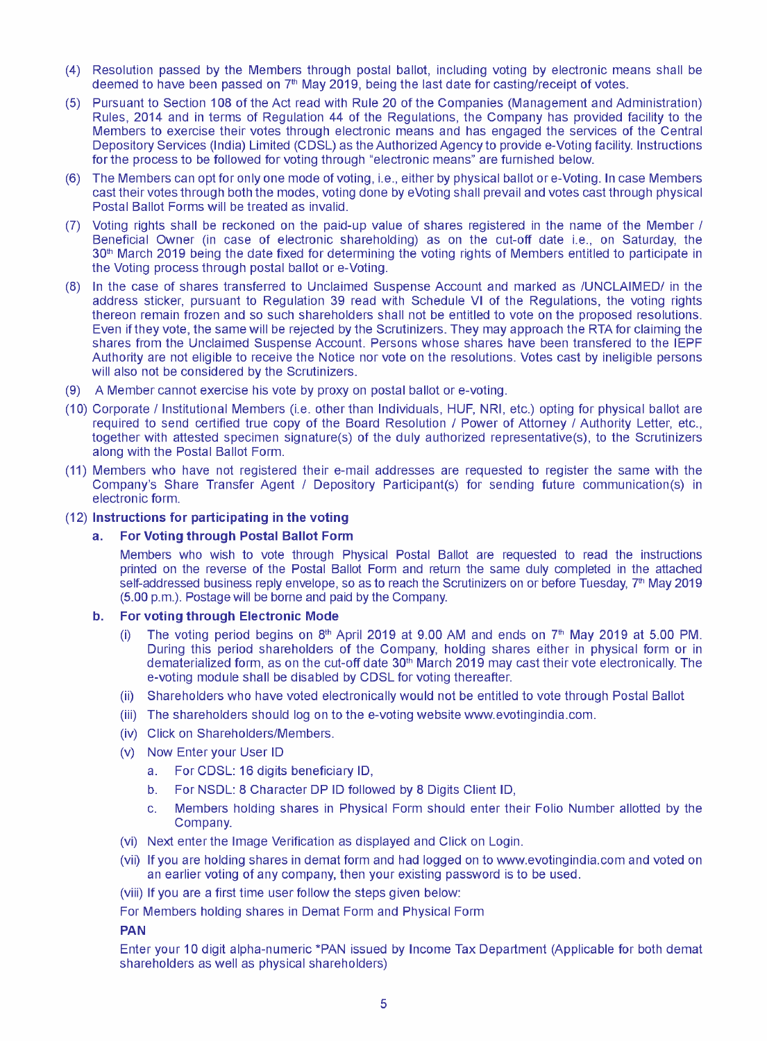(4) Resolution passed by the Members through postal ballot, including voting by electronic means shall be deemed to have been passed on 7th May 2019, being the last date for casting/receipt of votes.

(5) Pursuant to Section 108 of the Act read with Rule 20 of the Companies (Management and Administration) Rules, 2014 and in terms of Regulation 44 of the Regulations, the Company has provided facility to the Members to exercise their votes through electronic means and has engaged the services of the Central Depository Services (India) Limited (CDSL) as the Authorized Agency to provide e-Voting facility. Instructions for the process to be followed for voting through "electronic means" are furnished below.

(6) The Members can opt for only one mode of voting, i.e., either by physical ballot or e-Voting. In case Members cast their votes through both the modes, voting done by eVoting shall prevail and votes cast through physical Postal Ballot Forms will be treated as invalid.

(7) Voting rights shall be reckoned on the paid-up value of shares registered in the name of the Member / Beneficial Owner (in case of electronic shareholding) as on the cut-off date i.e., on Saturday, the 30th March 2019 being the date fixed for determining the voting rights of Members entitled to participate in the Voting process through postal ballot or e-Voting.

(8) In the case of shares transferred to Unclaimed Suspense Account and marked as /UNCLAIMED/ in the address sticker, pursuant to Regulation 39 read with Schedule VI of the Regulations, the voting rights thereon remain frozen and so such shareholders shall not be entitled to vote on the proposed resolutions. Even if they vote, the same will be rejected by the Scrutinizers. They may approach the RTA for claiming the shares from the Unclaimed Suspense Account. Persons whose shares have been transfered to the IEPF Authority are not eligible to receive the Notice nor vote on the resolutions. Votes cast by ineligible persons will also not be considered by the Scrutinizers.

(9) A Member cannot exercise his vote by proxy on postal ballot or e-voting.

(10) Corporate / Institutional Members (i.e. other than Individuals, HUF, NRI, etc.) opting for physical ballot are required to send certified true copy of the Board Resolution / Power of Attorney / Authority Letter, etc., together with attested specimen signature(s) of the duly authorized representative(s), to the Scrutinizers along with the Postal Ballot Form.

(11) Members who have not registered their e-mail addresses are requested to register the same with the Company's Share Transfer Agent / Depository Participant(s) for sending future communication(s) in electronic form.

(12) **Instructions for participating in the voting**

**a. For Voting through Postal Ballot Form**

Members who wish to vote through Physical Postal Ballot are requested to read the instructions printed on the reverse of the Postal Ballot Form and return the same duly completed in the attached self-addressed business reply envelope, so as to reach the Scrutinizers on or before Tuesday, 7th May 2019 (5.00 p.m.). Postage will be borne and paid by the Company.

**b. For voting through Electronic Mode**

(i) The voting period begins on 8th April 2019 at 9.00 AM and ends on 7th May 2019 at 5.00 PM. During this period shareholders of the Company, holding shares either in physical form or in dematerialized form, as on the cut-off date 30th March 2019 may cast their vote electronically. The e-voting module shall be disabled by CDSL for voting thereafter.

(ii) Shareholders who have voted electronically would not be entitled to vote through Postal Ballot

(iii) The shareholders should log on to the e-voting website www.evotingindia.com.

(iv) Click on Shareholders/Members.

(v) Now Enter your User ID

a. For CDSL: 16 digits beneficiary ID,

b. For NSDL: 8 Character DP ID followed by 8 Digits Client ID,

c. Members holding shares in Physical Form should enter their Folio Number allotted by the Company.

(vi) Next enter the Image Verification as displayed and Click on Login.

(vii) If you are holding shares in demat form and had logged on to www.evotingindia.com and voted on an earlier voting of any company, then your existing password is to be used.

(viii) If you are a first time user follow the steps given below:

For Members holding shares in Demat Form and Physical Form

**PAN**

Enter your 10 digit alpha-numeric *PAN issued by Income Tax Department (Applicable for both demat shareholders as well as physical shareholders)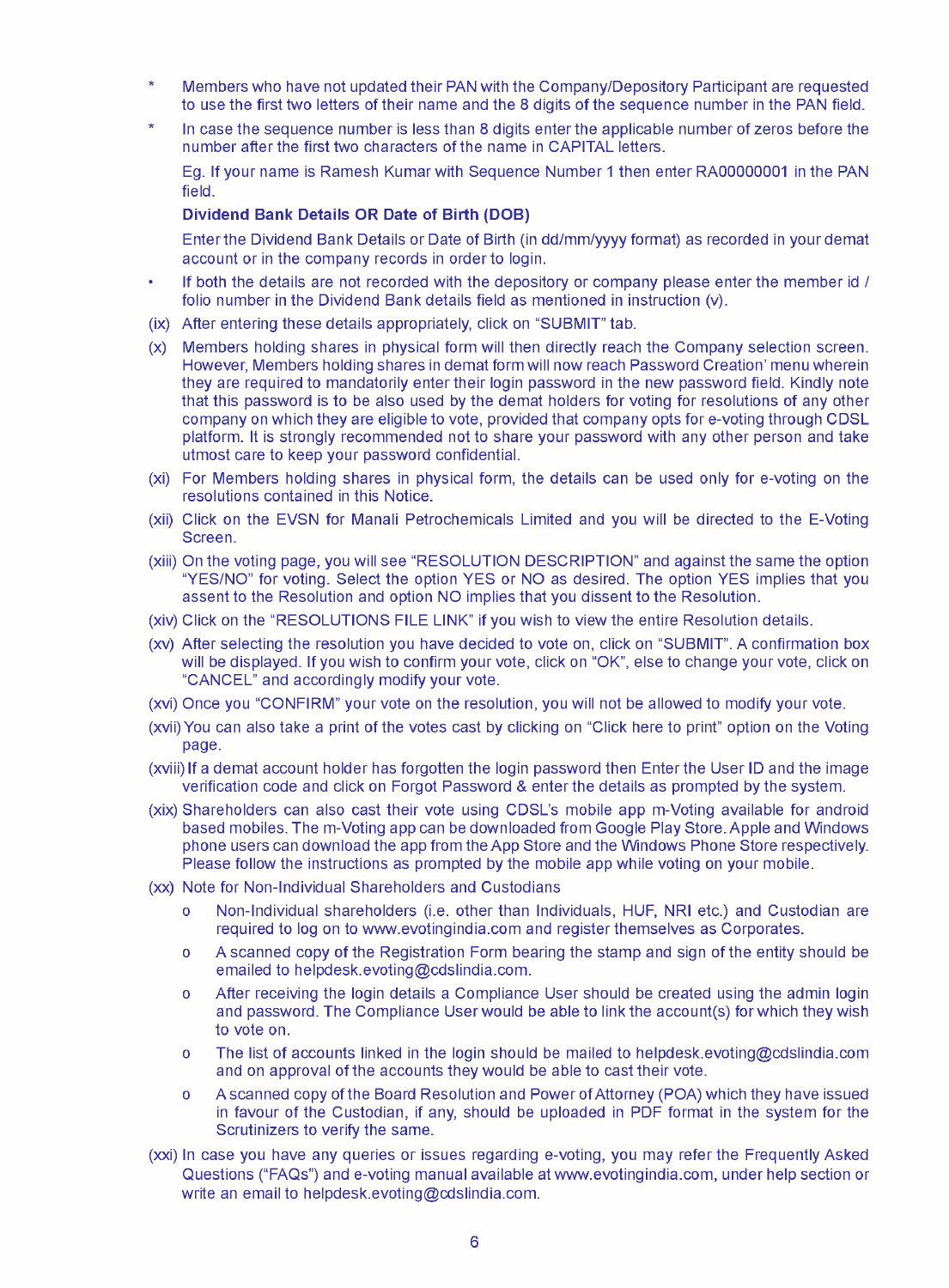- Members who have not updated their PAN with the Company/Depository Participant are requested to use the first two letters of their name and the 8 digits of the sequence number in the PAN field.
- In case the sequence number is less than 8 digits enter the applicable number of zeros before the number after the first two characters of the name in CAPITAL letters.

  Eg. If your name is Ramesh Kumar with Sequence Number 1 then enter RA00000001 in the PAN field.

  **Dividend Bank Details OR Date of Birth (DOB)**

  Enter the Dividend Bank Details or Date of Birth (in dd/mm/yyyy format) as recorded in your demat account or in the company records in order to login.

- If both the details are not recorded with the depository or company please enter the member id / folio number in the Dividend Bank details field as mentioned in instruction (v).

(ix) After entering these details appropriately, click on "SUBMIT" tab.

(x) Members holding shares in physical form will then directly reach the Company selection screen. However, Members holding shares in demat form will now reach Password Creation' menu wherein they are required to mandatorily enter their login password in the new password field. Kindly note that this password is to be also used by the demat holders for voting for resolutions of any other company on which they are eligible to vote, provided that company opts for e-voting through CDSL platform. It is strongly recommended not to share your password with any other person and take utmost care to keep your password confidential.

(xi) For Members holding shares in physical form, the details can be used only for e-voting on the resolutions contained in this Notice.

(xii) Click on the EVSN for Manali Petrochemicals Limited and you will be directed to the E-Voting Screen.

(xiii) On the voting page, you will see "RESOLUTION DESCRIPTION" and against the same the option "YES/NO" for voting. Select the option YES or NO as desired. The option YES implies that you assent to the Resolution and option NO implies that you dissent to the Resolution.

(xiv) Click on the "RESOLUTIONS FILE LINK" if you wish to view the entire Resolution details.

(xv) After selecting the resolution you have decided to vote on, click on "SUBMIT". A confirmation box will be displayed. If you wish to confirm your vote, click on "OK", else to change your vote, click on "CANCEL" and accordingly modify your vote.

(xvi) Once you "CONFIRM" your vote on the resolution, you will not be allowed to modify your vote.

(xvii) You can also take a print of the votes cast by clicking on "Click here to print" option on the Voting page.

(xviii) If a demat account holder has forgotten the login password then Enter the User ID and the image verification code and click on Forgot Password & enter the details as prompted by the system.

(xix) Shareholders can also cast their vote using CDSL's mobile app m-Voting available for android based mobiles. The m-Voting app can be downloaded from Google Play Store. Apple and Windows phone users can download the app from the App Store and the Windows Phone Store respectively. Please follow the instructions as prompted by the mobile app while voting on your mobile.

(xx) Note for Non-Individual Shareholders and Custodians

- Non-Individual shareholders (i.e. other than Individuals, HUF, NRI etc.) and Custodian are required to log on to www.evotingindia.com and register themselves as Corporates.
- A scanned copy of the Registration Form bearing the stamp and sign of the entity should be emailed to helpdesk.evoting@cdslindia.com.
- After receiving the login details a Compliance User should be created using the admin login and password. The Compliance User would be able to link the account(s) for which they wish to vote on.
- The list of accounts linked in the login should be mailed to helpdesk.evoting@cdslindia.com and on approval of the accounts they would be able to cast their vote.
- A scanned copy of the Board Resolution and Power of Attorney (POA) which they have issued in favour of the Custodian, if any, should be uploaded in PDF format in the system for the Scrutinizers to verify the same.

(xxi) In case you have any queries or issues regarding e-voting, you may refer the Frequently Asked Questions ("FAQs") and e-voting manual available at www.evotingindia.com, under help section or write an email to helpdesk.evoting@cdslindia.com.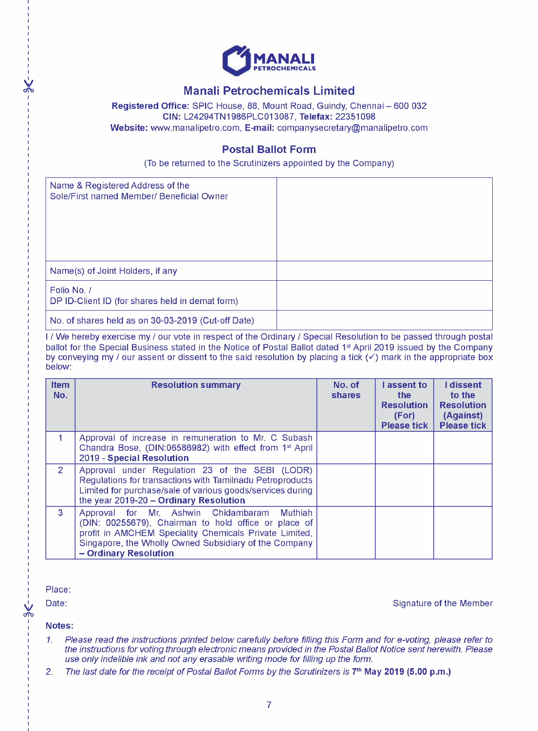# Manali Petrochemicals Limited

**Registered Office:** SPIC House, 88, Mount Road, Guindy, Chennai – 600 032
**CIN:** L24294TN1986PLC013087, **Telefax:** 22351098
**Website:** www.manalipetro.com, **E-mail:** companysecretary@manalipetro.com

## Postal Ballot Form

(To be returned to the Scrutinizers appointed by the Company)

| | |
|---|---|
| Name & Registered Address of the Sole/First named Member/ Beneficial Owner | |
| Name(s) of Joint Holders, if any | |
| Folio No. / DP ID-Client ID (for shares held in demat form) | |
| No. of shares held as on 30-03-2019 (Cut-off Date) | |

I / We hereby exercise my / our vote in respect of the Ordinary / Special Resolution to be passed through postal ballot for the Special Business stated in the Notice of Postal Ballot dated 1st April 2019 issued by the Company by conveying my / our assent or dissent to the said resolution by placing a tick (✓) mark in the appropriate box below:

| Item No. | Resolution summary | No. of shares | I assent to the Resolution (For) Please tick | I dissent to the Resolution (Against) Please tick |
|---|---|---|---|---|
| 1 | Approval of increase in remuneration to Mr. C Subash Chandra Bose, (DIN:06586982) with effect from 1st April 2019 - **Special Resolution** | | | |
| 2 | Approval under Regulation 23 of the SEBI (LODR) Regulations for transactions with Tamilnadu Petroproducts Limited for purchase/sale of various goods/services during the year 2019-20 **– Ordinary Resolution** | | | |
| 3 | Approval for Mr. Ashwin Chidambaram Muthiah (DIN: 00255679), Chairman to hold office or place of profit in AMCHEM Speciality Chemicals Private Limited, Singapore, the Wholly Owned Subsidiary of the Company **– Ordinary Resolution** | | | |

Place:

Date: Signature of the Member

**Notes:**

1. *Please read the instructions printed below carefully before filling this Form and for e-voting, please refer to the instructions for voting through electronic means provided in the Postal Ballot Notice sent herewith. Please use only indelible ink and not any erasable writing mode for filling up the form.*
2. *The last date for the receipt of Postal Ballot Forms by the Scrutinizers is* **7th May 2019 (5.00 p.m.)**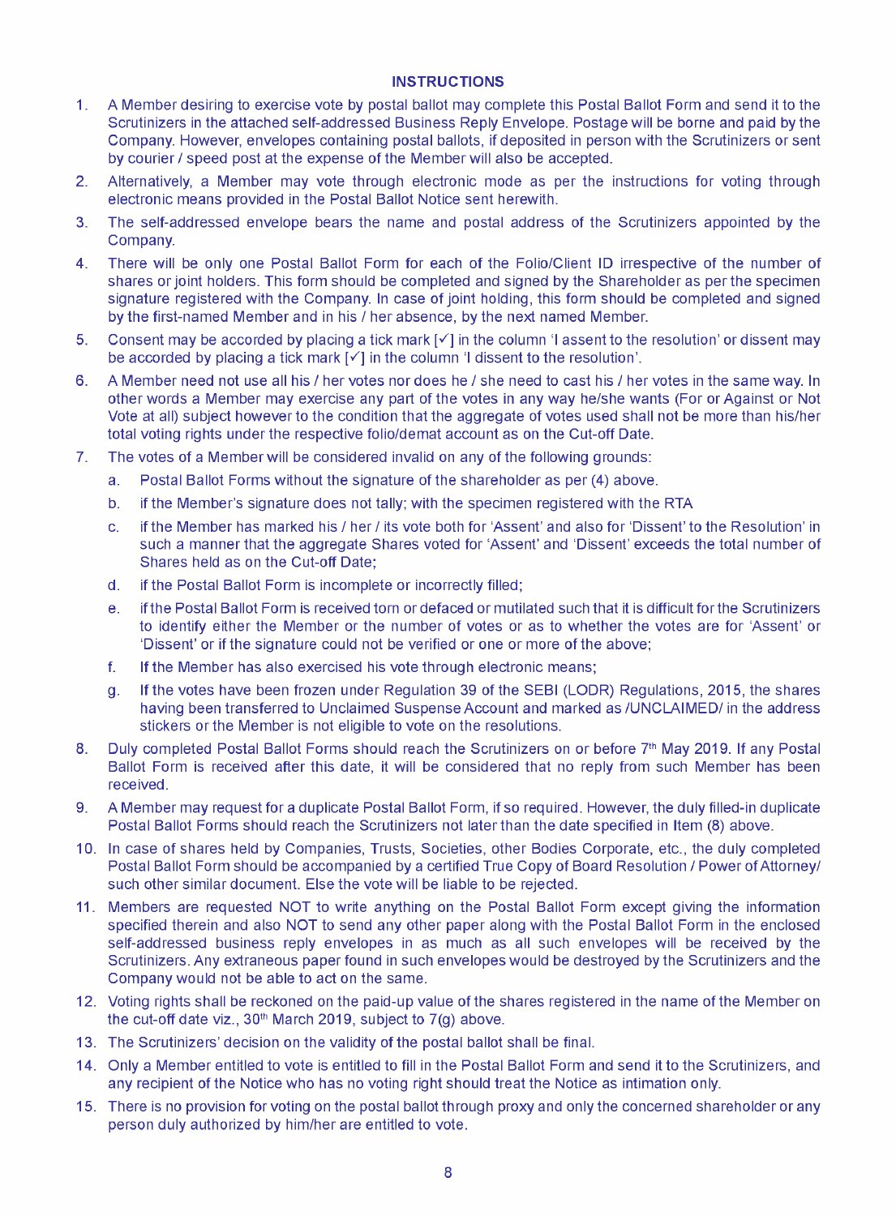## INSTRUCTIONS

1. A Member desiring to exercise vote by postal ballot may complete this Postal Ballot Form and send it to the Scrutinizers in the attached self-addressed Business Reply Envelope. Postage will be borne and paid by the Company. However, envelopes containing postal ballots, if deposited in person with the Scrutinizers or sent by courier / speed post at the expense of the Member will also be accepted.
2. Alternatively, a Member may vote through electronic mode as per the instructions for voting through electronic means provided in the Postal Ballot Notice sent herewith.
3. The self-addressed envelope bears the name and postal address of the Scrutinizers appointed by the Company.
4. There will be only one Postal Ballot Form for each of the Folio/Client ID irrespective of the number of shares or joint holders. This form should be completed and signed by the Shareholder as per the specimen signature registered with the Company. In case of joint holding, this form should be completed and signed by the first-named Member and in his / her absence, by the next named Member.
5. Consent may be accorded by placing a tick mark [✓] in the column 'I assent to the resolution' or dissent may be accorded by placing a tick mark [✓] in the column 'I dissent to the resolution'.
6. A Member need not use all his / her votes nor does he / she need to cast his / her votes in the same way. In other words a Member may exercise any part of the votes in any way he/she wants (For or Against or Not Vote at all) subject however to the condition that the aggregate of votes used shall not be more than his/her total voting rights under the respective folio/demat account as on the Cut-off Date.
7. The votes of a Member will be considered invalid on any of the following grounds:
   a. Postal Ballot Forms without the signature of the shareholder as per (4) above.
   b. if the Member's signature does not tally; with the specimen registered with the RTA
   c. if the Member has marked his / her / its vote both for 'Assent' and also for 'Dissent' to the Resolution' in such a manner that the aggregate Shares voted for 'Assent' and 'Dissent' exceeds the total number of Shares held as on the Cut-off Date;
   d. if the Postal Ballot Form is incomplete or incorrectly filled;
   e. if the Postal Ballot Form is received torn or defaced or mutilated such that it is difficult for the Scrutinizers to identify either the Member or the number of votes or as to whether the votes are for 'Assent' or 'Dissent' or if the signature could not be verified or one or more of the above;
   f. If the Member has also exercised his vote through electronic means;
   g. If the votes have been frozen under Regulation 39 of the SEBI (LODR) Regulations, 2015, the shares having been transferred to Unclaimed Suspense Account and marked as /UNCLAIMED/ in the address stickers or the Member is not eligible to vote on the resolutions.
8. Duly completed Postal Ballot Forms should reach the Scrutinizers on or before 7th May 2019. If any Postal Ballot Form is received after this date, it will be considered that no reply from such Member has been received.
9. A Member may request for a duplicate Postal Ballot Form, if so required. However, the duly filled-in duplicate Postal Ballot Forms should reach the Scrutinizers not later than the date specified in Item (8) above.
10. In case of shares held by Companies, Trusts, Societies, other Bodies Corporate, etc., the duly completed Postal Ballot Form should be accompanied by a certified True Copy of Board Resolution / Power of Attorney/ such other similar document. Else the vote will be liable to be rejected.
11. Members are requested NOT to write anything on the Postal Ballot Form except giving the information specified therein and also NOT to send any other paper along with the Postal Ballot Form in the enclosed self-addressed business reply envelopes in as much as all such envelopes will be received by the Scrutinizers. Any extraneous paper found in such envelopes would be destroyed by the Scrutinizers and the Company would not be able to act on the same.
12. Voting rights shall be reckoned on the paid-up value of the shares registered in the name of the Member on the cut-off date viz., 30th March 2019, subject to 7(g) above.
13. The Scrutinizers' decision on the validity of the postal ballot shall be final.
14. Only a Member entitled to vote is entitled to fill in the Postal Ballot Form and send it to the Scrutinizers, and any recipient of the Notice who has no voting right should treat the Notice as intimation only.
15. There is no provision for voting on the postal ballot through proxy and only the concerned shareholder or any person duly authorized by him/her are entitled to vote.